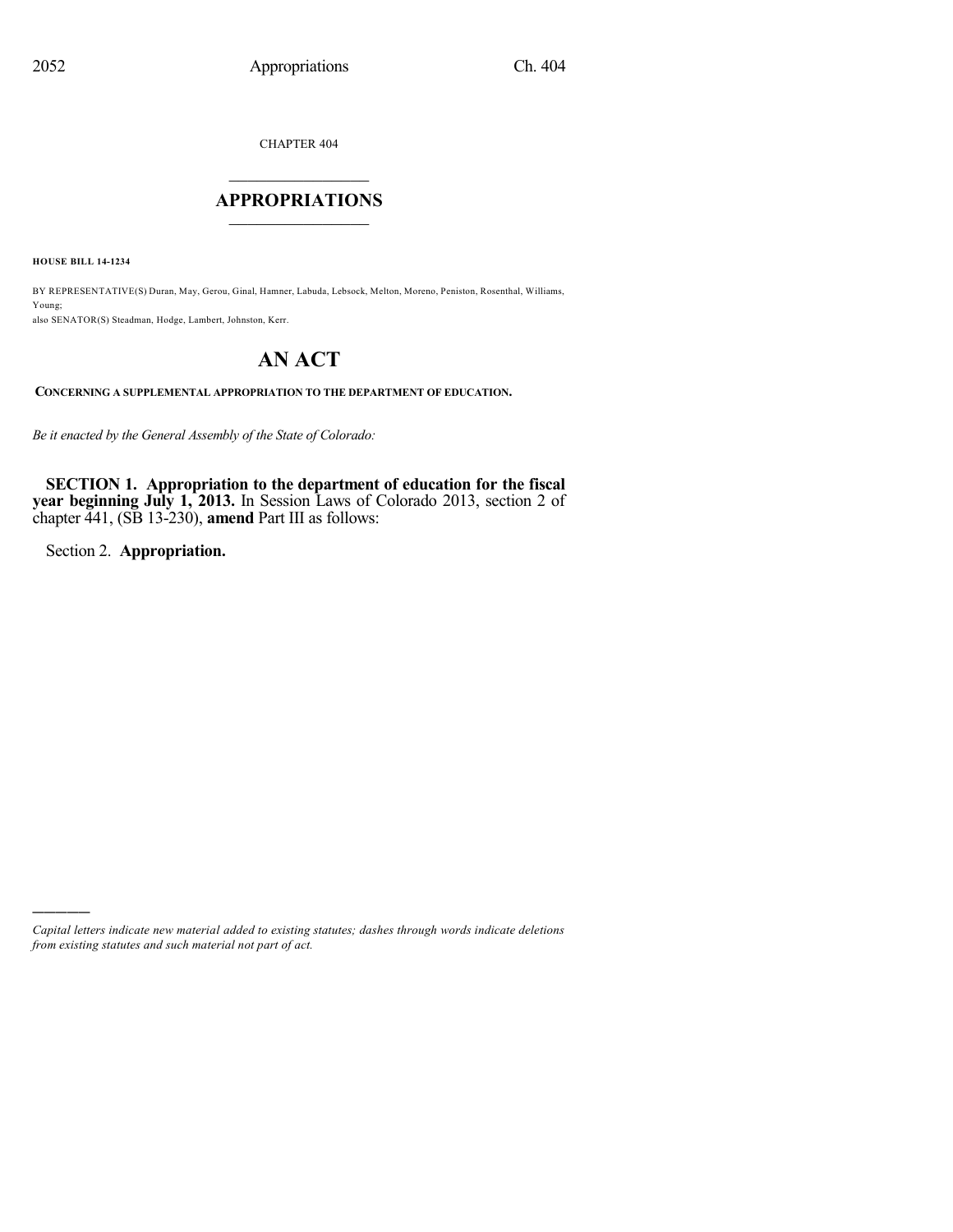CHAPTER 404

# APPROPRIATIONS

**HOUSE BILL 14-1234**

BY REPRESENTATIVE(S) Duran, May, Gerou, Ginal, Hamner, Labuda, Lebsock, Melton, Moreno, Peniston, Rosenthal, Williams, Young;
also SENATOR(S) Steadman, Hodge, Lambert, Johnston, Kerr.

# AN ACT

**CONCERNING A SUPPLEMENTAL APPROPRIATION TO THE DEPARTMENT OF EDUCATION.**

*Be it enacted by the General Assembly of the State of Colorado:*

**SECTION 1. Appropriation to the department of education for the fiscal year beginning July 1, 2013.** In Session Laws of Colorado 2013, section 2 of chapter 441, (SB 13-230), **amend** Part III as follows:

Section 2. **Appropriation.**

---

*Capital letters indicate new material added to existing statutes; dashes through words indicate deletions from existing statutes and such material not part of act.*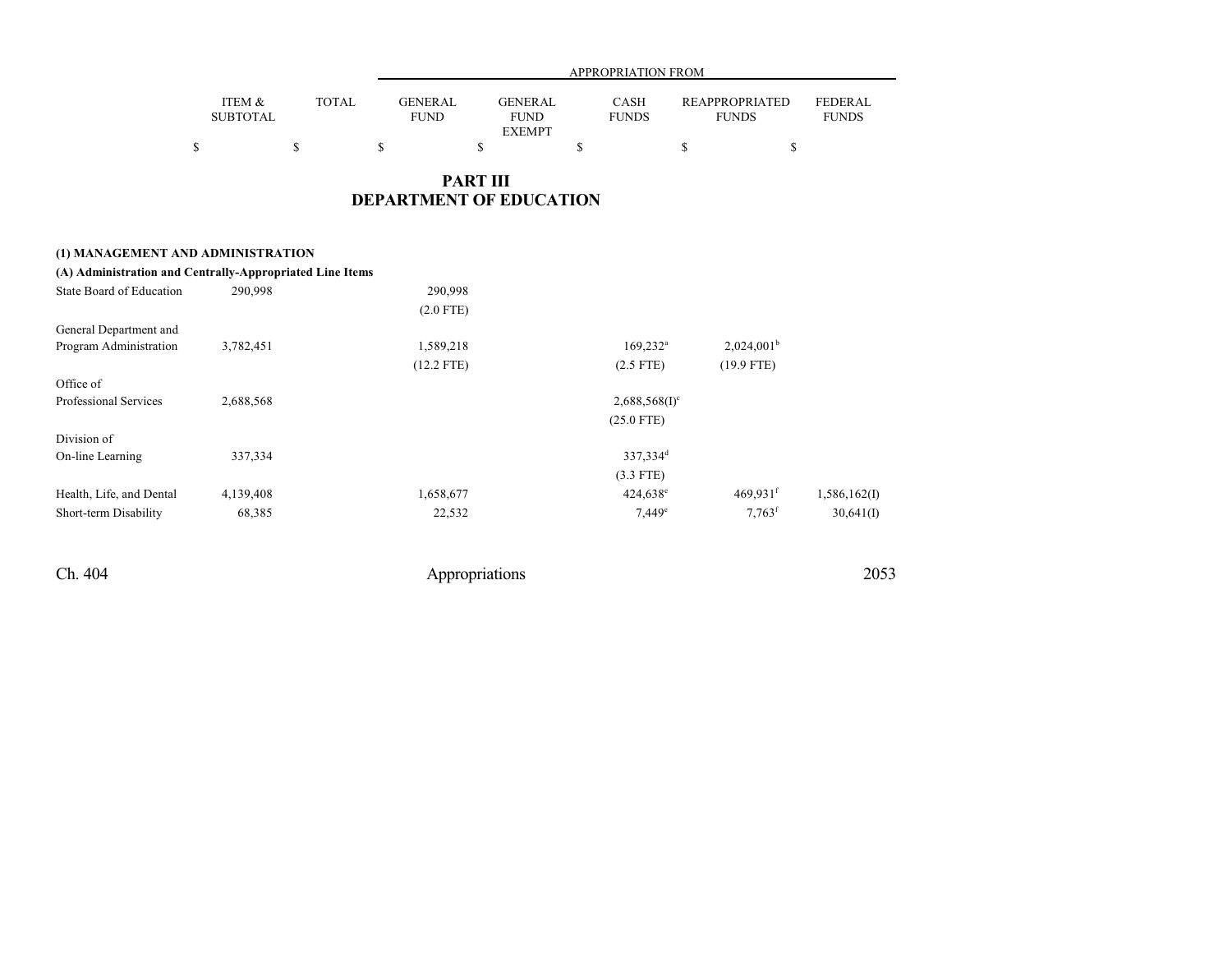## PART III
## DEPARTMENT OF EDUCATION

| | ITEM & SUBTOTAL | TOTAL | GENERAL FUND | GENERAL FUND EXEMPT | CASH FUNDS | REAPPROPRIATED FUNDS | FEDERAL FUNDS |
|---|---|---|---|---|---|---|---|
| | | | APPROPRIATION FROM | | | | |
| | $ | $ | $ | $ | $ | $ | $ |
| **(1) MANAGEMENT AND ADMINISTRATION** | | | | | | | |
| **(A) Administration and Centrally-Appropriated Line Items** | | | | | | | |
| State Board of Education | 290,998 | | 290,998 | | | | |
| | | | (2.0 FTE) | | | | |
| General Department and Program Administration | 3,782,451 | | 1,589,218 | | 169,232[a] | 2,024,001[b] | |
| | | | (12.2 FTE) | | (2.5 FTE) | (19.9 FTE) | |
| Office of Professional Services | 2,688,568 | | | | 2,688,568(I)[c] | | |
| | | | | | (25.0 FTE) | | |
| Division of On-line Learning | 337,334 | | | | 337,334[d] | | |
| | | | | | (3.3 FTE) | | |
| Health, Life, and Dental | 4,139,408 | | 1,658,677 | | 424,638[e] | 469,931[f] | 1,586,162(I) |
| Short-term Disability | 68,385 | | 22,532 | | 7,449[e] | 7,763[f] | 30,641(I) |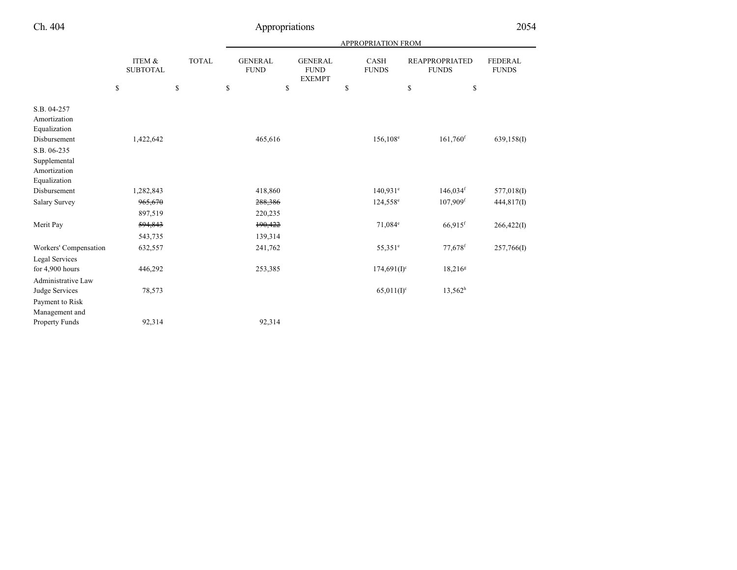| | ITEM & SUBTOTAL | TOTAL | APPROPRIATION FROM | | | | |
|---|---|---|---|---|---|---|---|
| | | | GENERAL FUND | GENERAL FUND EXEMPT | CASH FUNDS | REAPPROPRIATED FUNDS | FEDERAL FUNDS |
| | $ | $ | $ | $ | $ | $ | $ |
| S.B. 04-257 Amortization Equalization Disbursement | 1,422,642 | | 465,616 | | 156,108[e] | 161,760[f] | 639,158(I) |
| S.B. 06-235 Supplemental Amortization Equalization Disbursement | 1,282,843 | | 418,860 | | 140,931[e] | 146,034[f] | 577,018(I) |
| Salary Survey | ~~965,670~~ 897,519 | | ~~288,386~~ 220,235 | | 124,558[e] | 107,909[f] | 444,817(I) |
| Merit Pay | ~~594,843~~ 543,735 | | ~~190,422~~ 139,314 | | 71,084[e] | 66,915[f] | 266,422(I) |
| Workers' Compensation | 632,557 | | 241,762 | | 55,351[e] | 77,678[f] | 257,766(I) |
| Legal Services for 4,900 hours | 446,292 | | 253,385 | | 174,691(I)[c] | 18,216[g] | |
| Administrative Law Judge Services | 78,573 | | | | 65,011(I)[c] | 13,562[h] | |
| Payment to Risk Management and Property Funds | 92,314 | | 92,314 | | | | |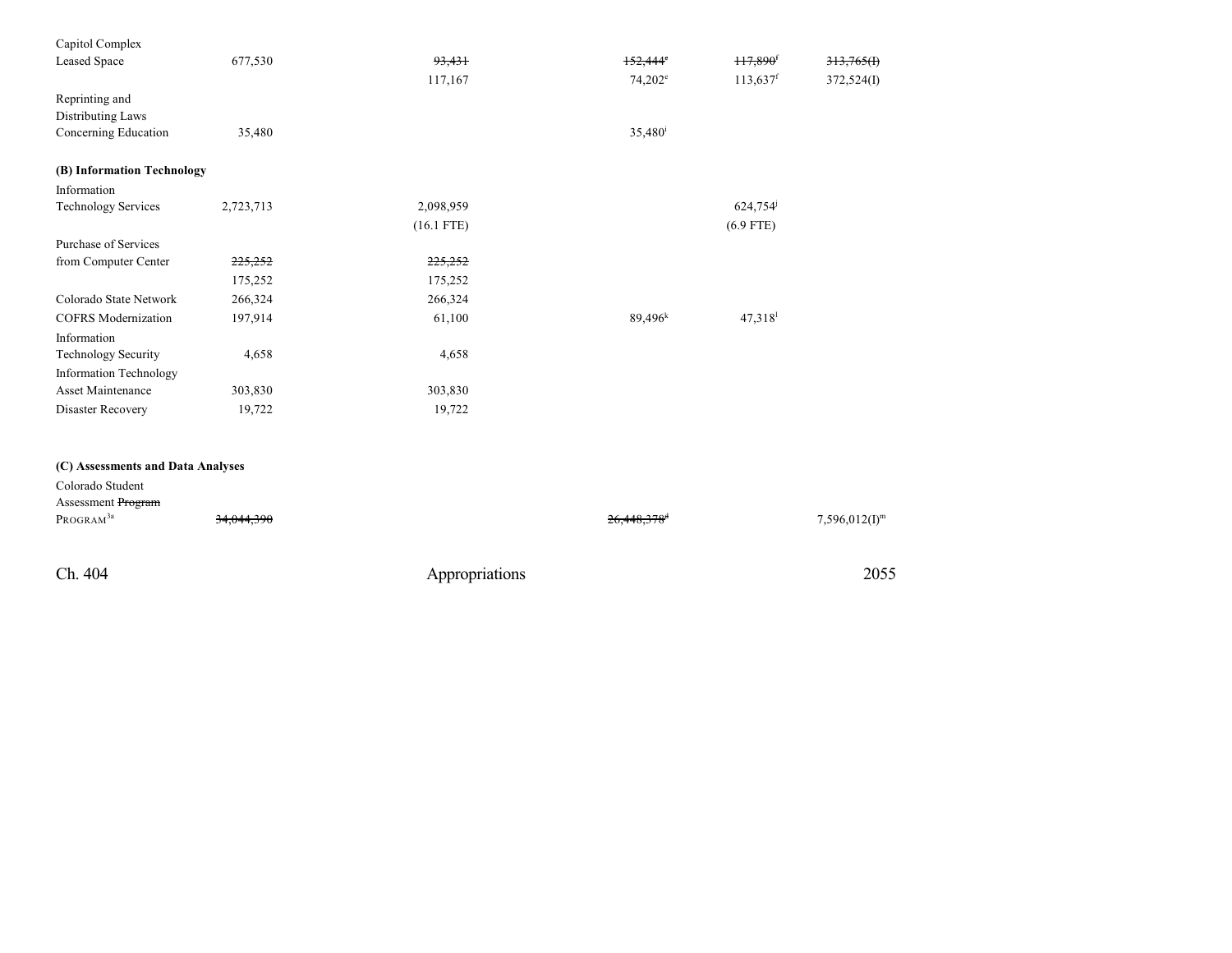| | | | | | |
|---|---|---|---|---|---|
| Capitol Complex Leased Space | 677,530 | ~~93,431~~ | ~~152,444~~[e] | ~~117,890~~[f] | ~~313,765(I)~~ |
| | | 117,167 | 74,202[e] | 113,637[f] | 372,524(I) |
| Reprinting and Distributing Laws Concerning Education | 35,480 | | 35,480[i] | | |
| **(B) Information Technology** | | | | | |
| Information Technology Services | 2,723,713 | 2,098,959 | | 624,754[j] | |
| | | (16.1 FTE) | | (6.9 FTE) | |
| Purchase of Services from Computer Center | ~~225,252~~ | ~~225,252~~ | | | |
| | 175,252 | 175,252 | | | |
| Colorado State Network | 266,324 | 266,324 | | | |
| COFRS Modernization | 197,914 | 61,100 | 89,496[k] | 47,318[l] | |
| Information Technology Security | 4,658 | 4,658 | | | |
| Information Technology Asset Maintenance | 303,830 | 303,830 | | | |
| Disaster Recovery | 19,722 | 19,722 | | | |
| **(C) Assessments and Data Analyses** | | | | | |
| Colorado Student Assessment ~~Program~~ PROGRAM[3a] | ~~34,044,390~~ | | ~~26,448,378~~[d] | | 7,596,012(I)[m] |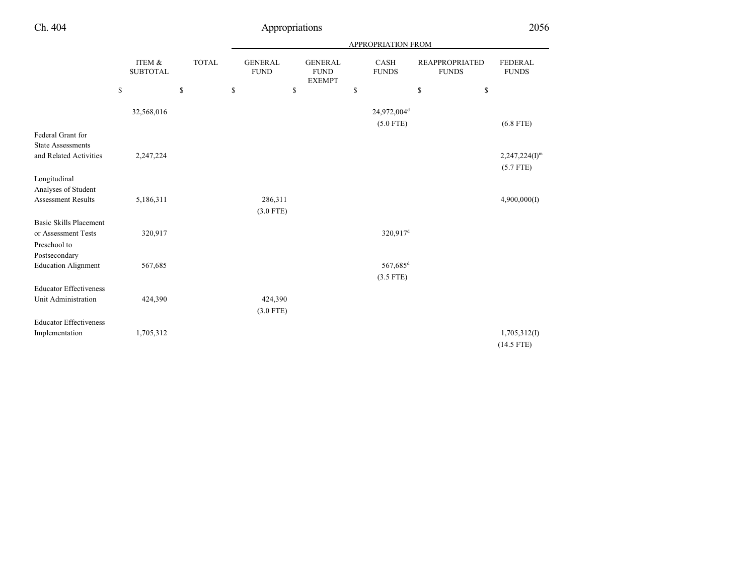| | ITEM & SUBTOTAL | TOTAL | GENERAL FUND | GENERAL FUND EXEMPT | CASH FUNDS | REAPPROPRIATED FUNDS | FEDERAL FUNDS |
|---|---|---|---|---|---|---|---|
| | | | APPROPRIATION FROM | | | | |
| | $ | $ | $ | $ | $ | $ | $ |
| | 32,568,016 | | | | 24,972,004[d] | | |
| | | | | | (5.0 FTE) | | (6.8 FTE) |
| Federal Grant for State Assessments and Related Activities | 2,247,224 | | | | | | 2,247,224(I)[m] |
| | | | | | | | (5.7 FTE) |
| Longitudinal Analyses of Student Assessment Results | 5,186,311 | | 286,311 | | | | 4,900,000(I) |
| | | | (3.0 FTE) | | | | |
| Basic Skills Placement or Assessment Tests | 320,917 | | | | 320,917[d] | | |
| Preschool to Postsecondary Education Alignment | 567,685 | | | | 567,685[d] | | |
| | | | | | (3.5 FTE) | | |
| Educator Effectiveness Unit Administration | 424,390 | | 424,390 | | | | |
| | | | (3.0 FTE) | | | | |
| Educator Effectiveness Implementation | 1,705,312 | | | | | | 1,705,312(I) |
| | | | | | | | (14.5 FTE) |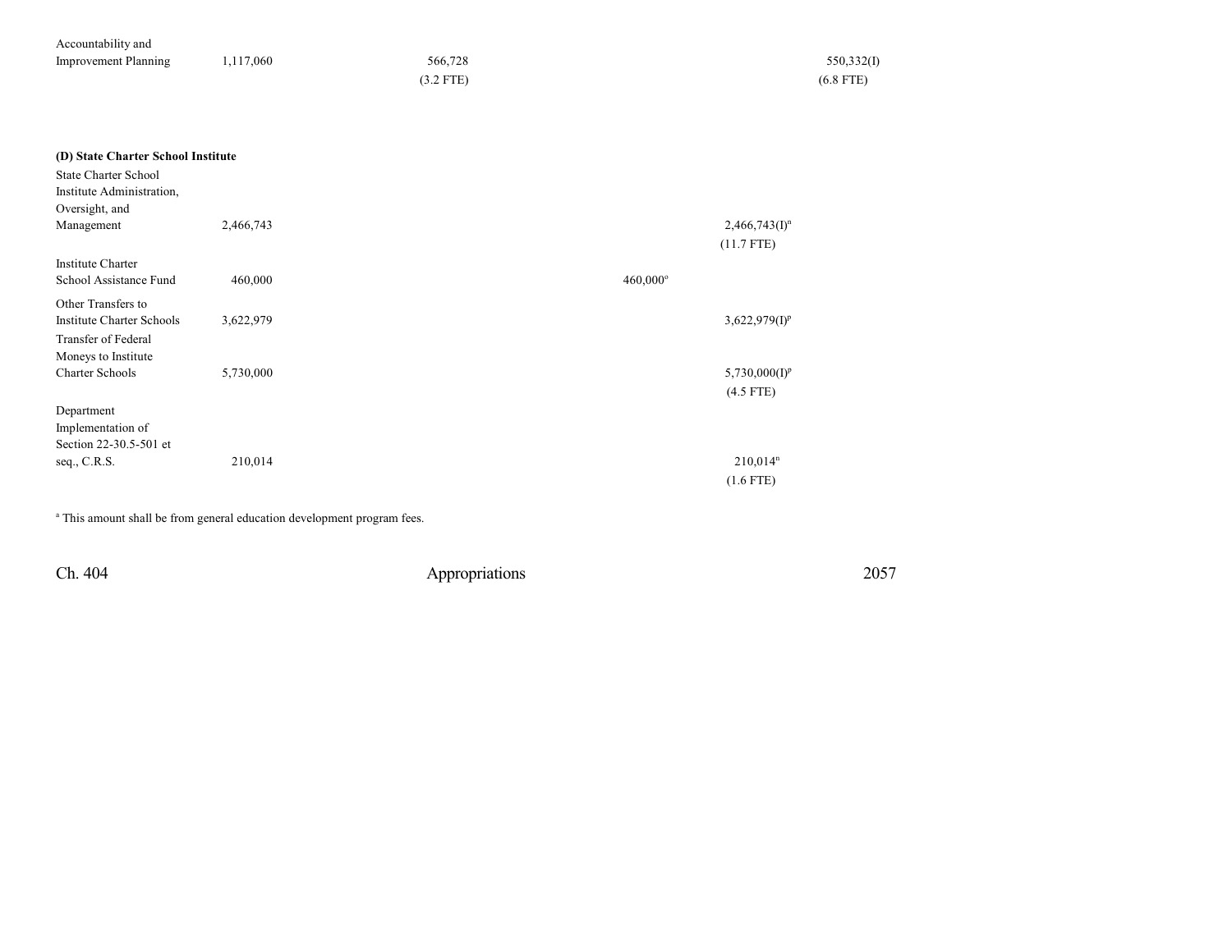| | Total | General Fund | General Fund Exempt | Cash Funds | Reappropriated Funds | Federal Funds |
|---|---|---|---|---|---|---|
| Accountability and Improvement Planning | 1,117,060 | 566,728 (3.2 FTE) | | | | 550,332(I) (6.8 FTE) |
| **(D) State Charter School Institute** | | | | | | |
| State Charter School Institute Administration, Oversight, and Management | 2,466,743 | | | | 2,466,743(I)[n] (11.7 FTE) | |
| Institute Charter School Assistance Fund | 460,000 | | | 460,000[o] | | |
| Other Transfers to Institute Charter Schools | 3,622,979 | | | | 3,622,979(I)[p] | |
| Transfer of Federal Moneys to Institute Charter Schools | 5,730,000 | | | | 5,730,000(I)[p] (4.5 FTE) | |
| Department Implementation of Section 22-30.5-501 et seq., C.R.S. | 210,014 | | | | 210,014[n] (1.6 FTE) | |

[a] This amount shall be from general education development program fees.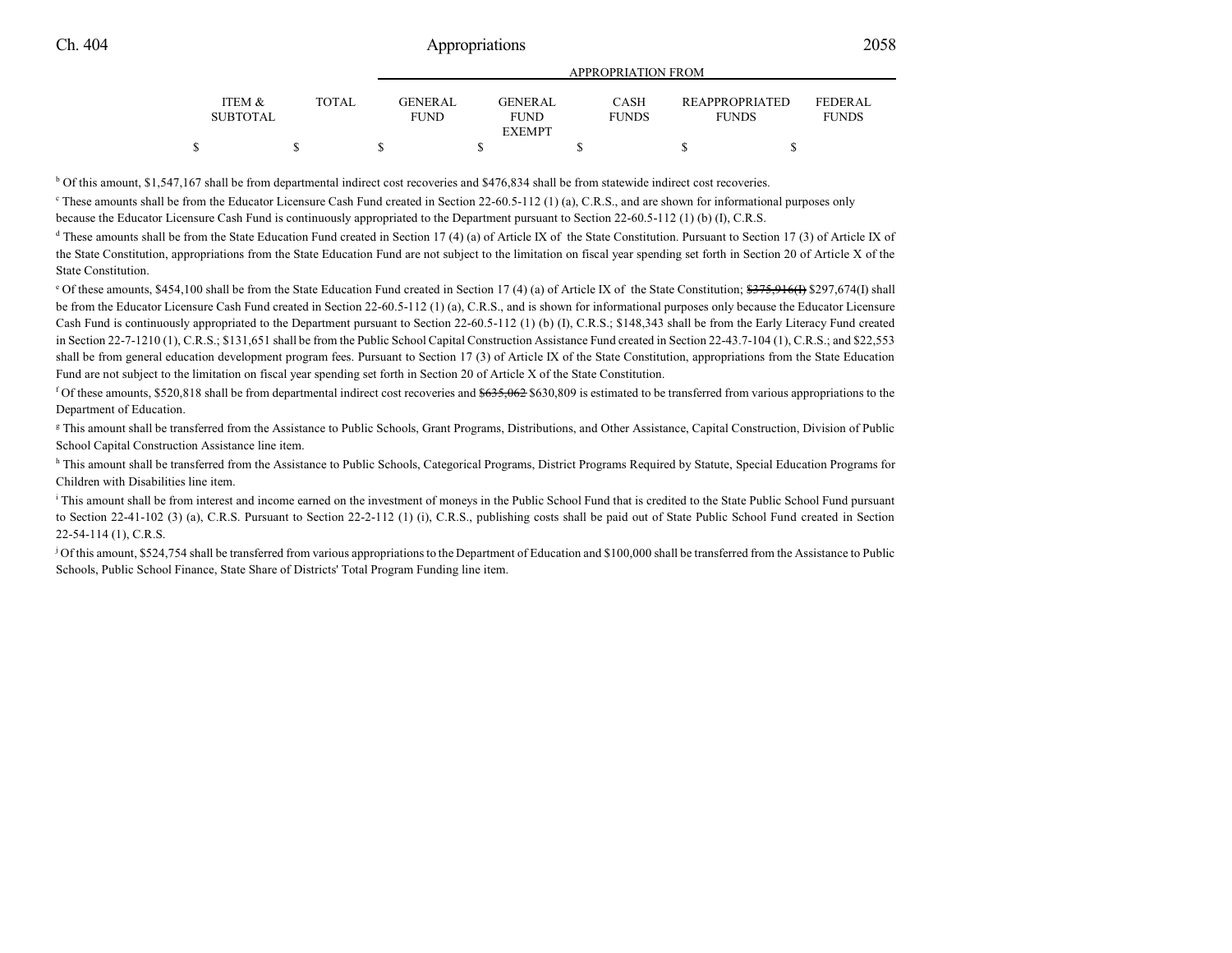| ITEM & SUBTOTAL | TOTAL | GENERAL FUND | GENERAL FUND EXEMPT | CASH FUNDS | REAPPROPRIATED FUNDS | FEDERAL FUNDS |
|---|---|---|---|---|---|---|
| | | APPROPRIATION FROM | | | | |
| $ | $ | $ | $ | $ | $ | $ |

[b] Of this amount, $1,547,167 shall be from departmental indirect cost recoveries and $476,834 shall be from statewide indirect cost recoveries.

[c] These amounts shall be from the Educator Licensure Cash Fund created in Section 22-60.5-112 (1) (a), C.R.S., and are shown for informational purposes only because the Educator Licensure Cash Fund is continuously appropriated to the Department pursuant to Section 22-60.5-112 (1) (b) (I), C.R.S.

[d] These amounts shall be from the State Education Fund created in Section 17 (4) (a) of Article IX of the State Constitution. Pursuant to Section 17 (3) of Article IX of the State Constitution, appropriations from the State Education Fund are not subject to the limitation on fiscal year spending set forth in Section 20 of Article X of the State Constitution.

[e] Of these amounts, $454,100 shall be from the State Education Fund created in Section 17 (4) (a) of Article IX of the State Constitution; ~~$375,916(I)~~ $297,674(I) shall be from the Educator Licensure Cash Fund created in Section 22-60.5-112 (1) (a), C.R.S., and is shown for informational purposes only because the Educator Licensure Cash Fund is continuously appropriated to the Department pursuant to Section 22-60.5-112 (1) (b) (I), C.R.S.; $148,343 shall be from the Early Literacy Fund created in Section 22-7-1210 (1), C.R.S.; $131,651 shall be from the Public School Capital Construction Assistance Fund created in Section 22-43.7-104 (1), C.R.S.; and $22,553 shall be from general education development program fees. Pursuant to Section 17 (3) of Article IX of the State Constitution, appropriations from the State Education Fund are not subject to the limitation on fiscal year spending set forth in Section 20 of Article X of the State Constitution.

[f] Of these amounts, $520,818 shall be from departmental indirect cost recoveries and ~~$635,062~~ $630,809 is estimated to be transferred from various appropriations to the Department of Education.

[g] This amount shall be transferred from the Assistance to Public Schools, Grant Programs, Distributions, and Other Assistance, Capital Construction, Division of Public School Capital Construction Assistance line item.

[h] This amount shall be transferred from the Assistance to Public Schools, Categorical Programs, District Programs Required by Statute, Special Education Programs for Children with Disabilities line item.

[i] This amount shall be from interest and income earned on the investment of moneys in the Public School Fund that is credited to the State Public School Fund pursuant to Section 22-41-102 (3) (a), C.R.S. Pursuant to Section 22-2-112 (1) (i), C.R.S., publishing costs shall be paid out of State Public School Fund created in Section 22-54-114 (1), C.R.S.

[j] Of this amount, $524,754 shall be transferred from various appropriations to the Department of Education and $100,000 shall be transferred from the Assistance to Public Schools, Public School Finance, State Share of Districts' Total Program Funding line item.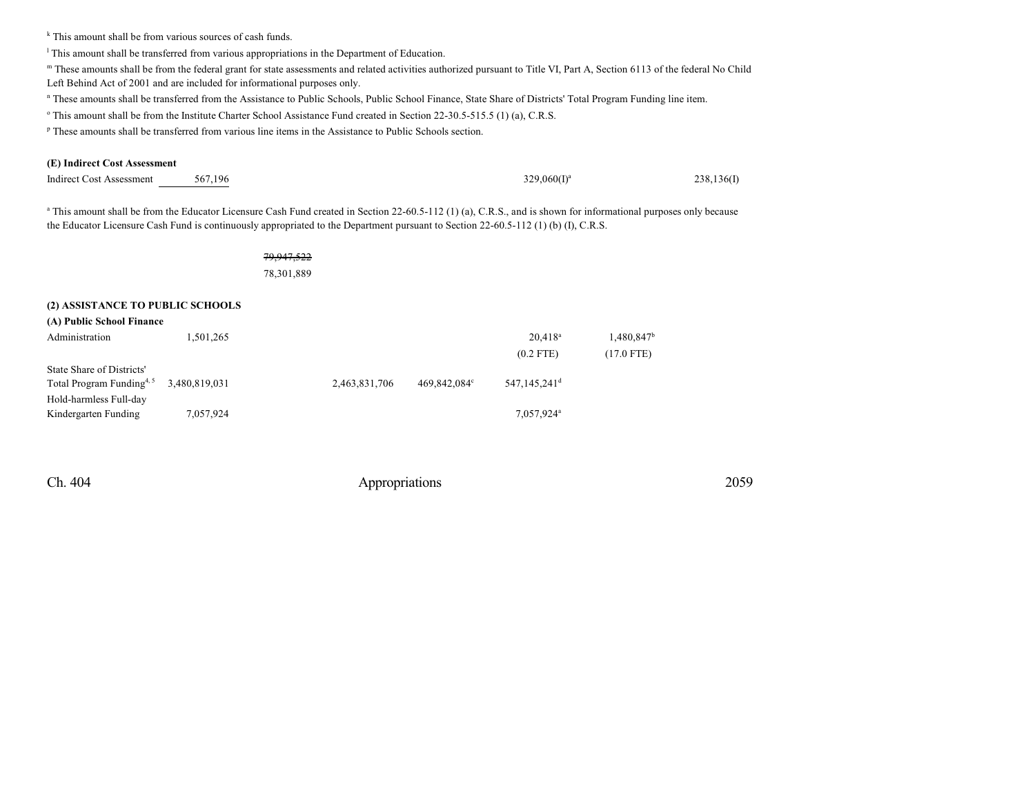[k] This amount shall be from various sources of cash funds.

[l] This amount shall be transferred from various appropriations in the Department of Education.

[m] These amounts shall be from the federal grant for state assessments and related activities authorized pursuant to Title VI, Part A, Section 6113 of the federal No Child Left Behind Act of 2001 and are included for informational purposes only.

[n] These amounts shall be transferred from the Assistance to Public Schools, Public School Finance, State Share of Districts' Total Program Funding line item.

[o] This amount shall be from the Institute Charter School Assistance Fund created in Section 22-30.5-515.5 (1) (a), C.R.S.

[p] These amounts shall be transferred from various line items in the Assistance to Public Schools section.

**(E) Indirect Cost Assessment**

| | | | | | | | |
|---|---|---|---|---|---|---|---|
| Indirect Cost Assessment | 567,196 | | | | 329,060(I)[a] | | 238,136(I) |

[a] This amount shall be from the Educator Licensure Cash Fund created in Section 22-60.5-112 (1) (a), C.R.S., and is shown for informational purposes only because the Educator Licensure Cash Fund is continuously appropriated to the Department pursuant to Section 22-60.5-112 (1) (b) (I), C.R.S.

~~79,947,522~~
78,301,889

**(2) ASSISTANCE TO PUBLIC SCHOOLS**

**(A) Public School Finance**

| | | | | | | | |
|---|---|---|---|---|---|---|---|
| Administration | 1,501,265 | | | | 20,418[a] | 1,480,847[b] | |
| | | | | | (0.2 FTE) | (17.0 FTE) | |
| State Share of Districts' Total Program Funding[4, 5] | 3,480,819,031 | | 2,463,831,706 | 469,842,084[c] | 547,145,241[d] | | |
| Hold-harmless Full-day Kindergarten Funding | 7,057,924 | | | | 7,057,924[a] | | |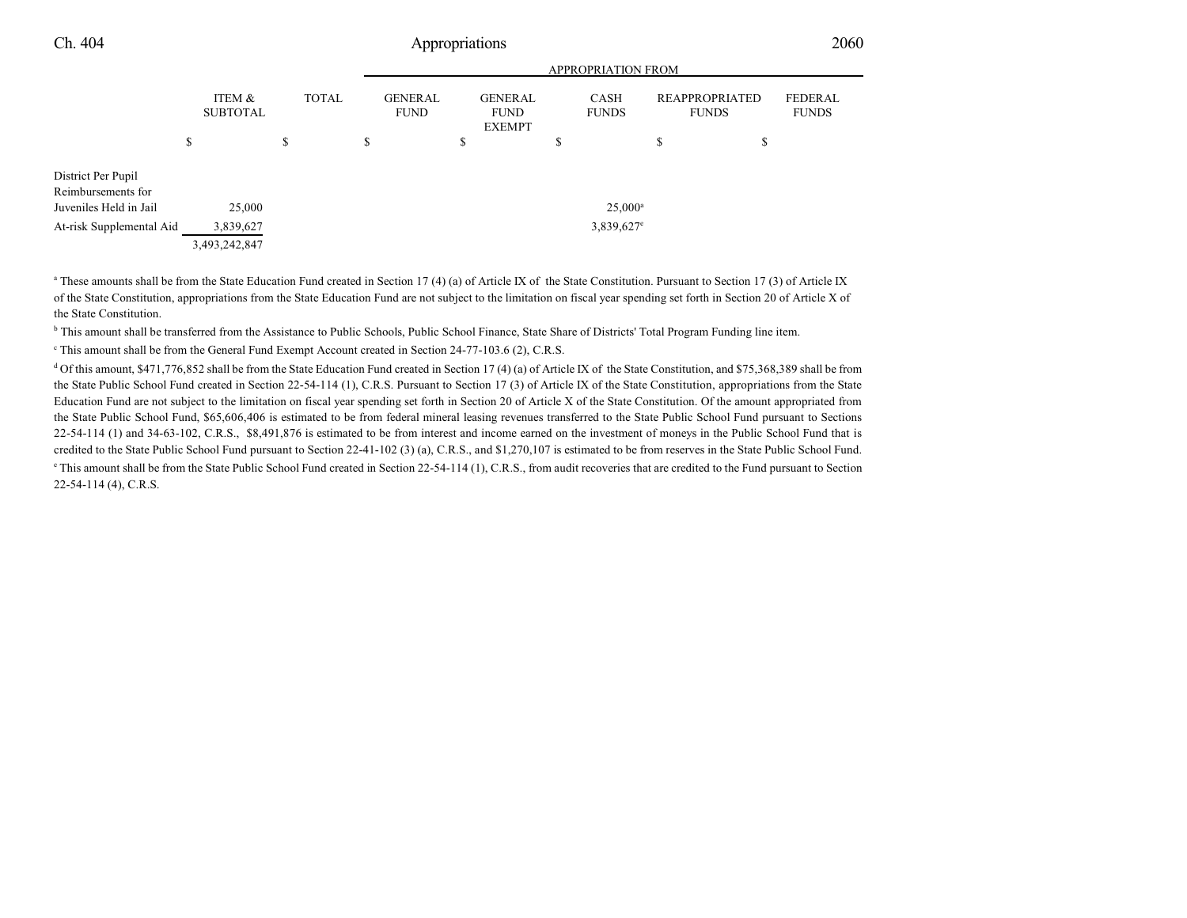| | ITEM & SUBTOTAL | TOTAL | APPROPRIATION FROM GENERAL FUND | GENERAL FUND EXEMPT | CASH FUNDS | REAPPROPRIATED FUNDS | FEDERAL FUNDS |
|---|---|---|---|---|---|---|---|
| | $ | $ | $ | $ | $ | $ | $ |
| District Per Pupil Reimbursements for Juveniles Held in Jail | 25,000 | | | | 25,000[a] | | |
| At-risk Supplemental Aid | 3,839,627 | | | | 3,839,627[e] | | |
| | 3,493,242,847 | | | | | | |

[a] These amounts shall be from the State Education Fund created in Section 17 (4) (a) of Article IX of the State Constitution. Pursuant to Section 17 (3) of Article IX of the State Constitution, appropriations from the State Education Fund are not subject to the limitation on fiscal year spending set forth in Section 20 of Article X of the State Constitution.

[b] This amount shall be transferred from the Assistance to Public Schools, Public School Finance, State Share of Districts' Total Program Funding line item.

[c] This amount shall be from the General Fund Exempt Account created in Section 24-77-103.6 (2), C.R.S.

[d] Of this amount, $471,776,852 shall be from the State Education Fund created in Section 17 (4) (a) of Article IX of the State Constitution, and $75,368,389 shall be from the State Public School Fund created in Section 22-54-114 (1), C.R.S. Pursuant to Section 17 (3) of Article IX of the State Constitution, appropriations from the State Education Fund are not subject to the limitation on fiscal year spending set forth in Section 20 of Article X of the State Constitution. Of the amount appropriated from the State Public School Fund, $65,606,406 is estimated to be from federal mineral leasing revenues transferred to the State Public School Fund pursuant to Sections 22-54-114 (1) and 34-63-102, C.R.S., $8,491,876 is estimated to be from interest and income earned on the investment of moneys in the Public School Fund that is credited to the State Public School Fund pursuant to Section 22-41-102 (3) (a), C.R.S., and $1,270,107 is estimated to be from reserves in the State Public School Fund.

[e] This amount shall be from the State Public School Fund created in Section 22-54-114 (1), C.R.S., from audit recoveries that are credited to the Fund pursuant to Section 22-54-114 (4), C.R.S.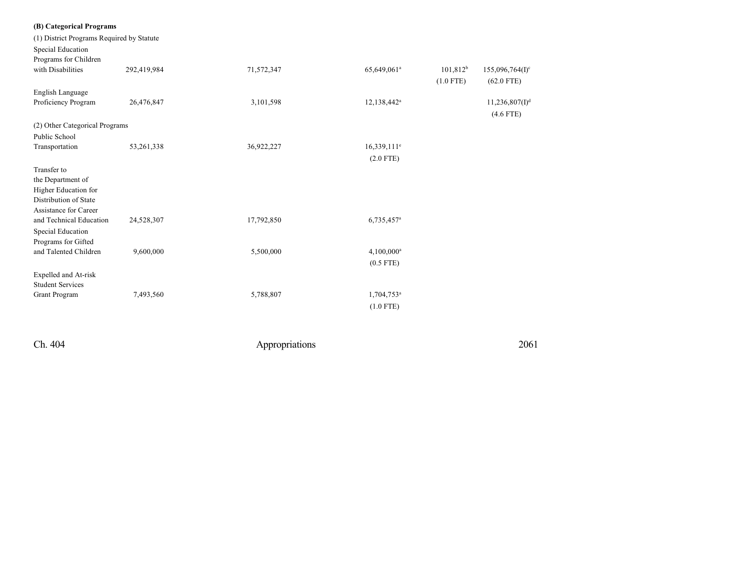| | | | | | |
|---|---|---|---|---|---|
| **(B) Categorical Programs** | | | | | |
| (1) District Programs Required by Statute | | | | | |
| Special Education Programs for Children with Disabilities | 292,419,984 | 71,572,347 | 65,649,061[a] | 101,812[b] (1.0 FTE) | 155,096,764(I)[c] (62.0 FTE) |
| English Language Proficiency Program | 26,476,847 | 3,101,598 | 12,138,442[a] | | 11,236,807(I)[d] (4.6 FTE) |
| (2) Other Categorical Programs | | | | | |
| Public School Transportation | 53,261,338 | 36,922,227 | 16,339,111[e] (2.0 FTE) | | |
| Transfer to the Department of Higher Education for Distribution of State Assistance for Career and Technical Education | 24,528,307 | 17,792,850 | 6,735,457[a] | | |
| Special Education Programs for Gifted and Talented Children | 9,600,000 | 5,500,000 | 4,100,000[a] (0.5 FTE) | | |
| Expelled and At-risk Student Services Grant Program | 7,493,560 | 5,788,807 | 1,704,753[a] (1.0 FTE) | | |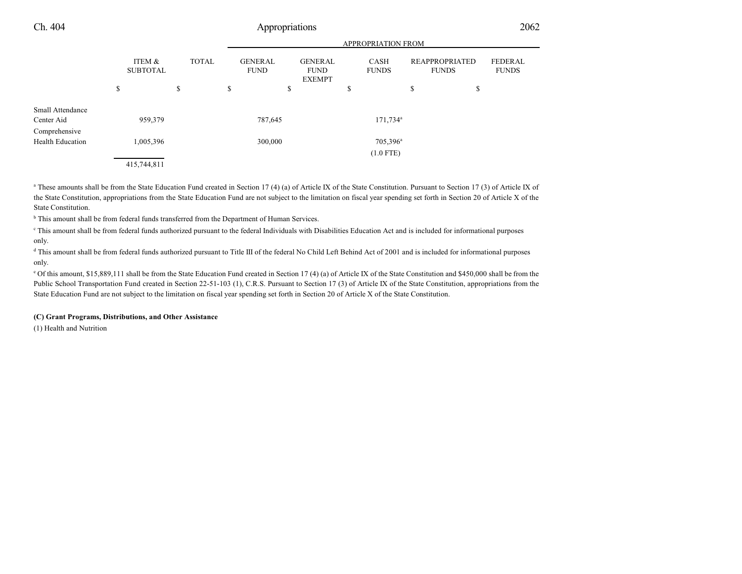| | ITEM & SUBTOTAL | TOTAL | APPROPRIATION FROM | | | | |
|---|---|---|---|---|---|---|---|
| | | | GENERAL FUND | GENERAL FUND EXEMPT | CASH FUNDS | REAPPROPRIATED FUNDS | FEDERAL FUNDS |
| | $ | $ | $ | $ | $ | $ | $ |
| Small Attendance Center Aid | 959,379 | | 787,645 | | 171,734[a] | | |
| Comprehensive Health Education | 1,005,396 | | 300,000 | | 705,396[a] (1.0 FTE) | | |
| | 415,744,811 | | | | | | |

[a] These amounts shall be from the State Education Fund created in Section 17 (4) (a) of Article IX of the State Constitution. Pursuant to Section 17 (3) of Article IX of the State Constitution, appropriations from the State Education Fund are not subject to the limitation on fiscal year spending set forth in Section 20 of Article X of the State Constitution.

[b] This amount shall be from federal funds transferred from the Department of Human Services.

[c] This amount shall be from federal funds authorized pursuant to the federal Individuals with Disabilities Education Act and is included for informational purposes only.

[d] This amount shall be from federal funds authorized pursuant to Title III of the federal No Child Left Behind Act of 2001 and is included for informational purposes only.

[e] Of this amount, $15,889,111 shall be from the State Education Fund created in Section 17 (4) (a) of Article IX of the State Constitution and $450,000 shall be from the Public School Transportation Fund created in Section 22-51-103 (1), C.R.S. Pursuant to Section 17 (3) of Article IX of the State Constitution, appropriations from the State Education Fund are not subject to the limitation on fiscal year spending set forth in Section 20 of Article X of the State Constitution.

**(C) Grant Programs, Distributions, and Other Assistance**

(1) Health and Nutrition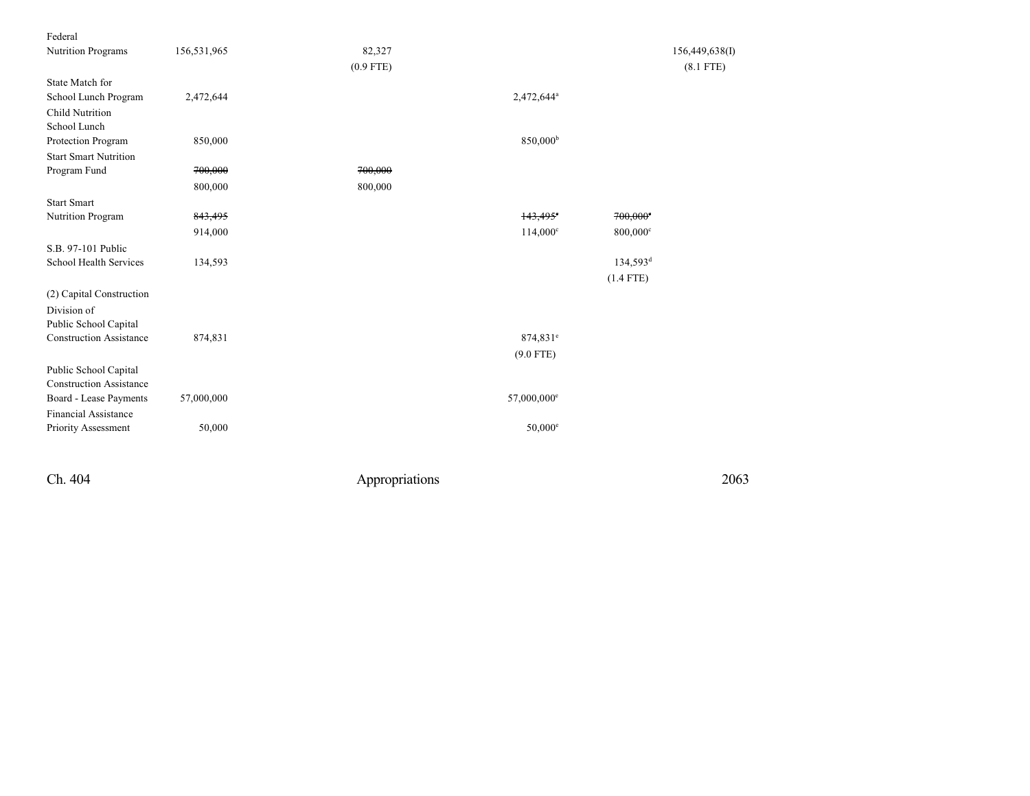| | | | | | |
|---|---|---|---|---|---|
| Federal Nutrition Programs | 156,531,965 | 82,327 (0.9 FTE) | | | 156,449,638(I) (8.1 FTE) |
| State Match for School Lunch Program | 2,472,644 | | 2,472,644[a] | | |
| Child Nutrition School Lunch Protection Program | 850,000 | | 850,000[b] | | |
| Start Smart Nutrition Program Fund | ~~700,000~~ 800,000 | ~~700,000~~ 800,000 | | | |
| Start Smart Nutrition Program | ~~843,495~~ 914,000 | | ~~143,495~~[c] 114,000[c] | ~~700,000~~[c] 800,000[c] | |
| S.B. 97-101 Public School Health Services | 134,593 | | | 134,593[d] (1.4 FTE) | |
| (2) Capital Construction | | | | | |
| Division of Public School Capital Construction Assistance | 874,831 | | 874,831[e] (9.0 FTE) | | |
| Public School Capital Construction Assistance Board - Lease Payments | 57,000,000 | | 57,000,000[e] | | |
| Financial Assistance Priority Assessment | 50,000 | | 50,000[e] | | |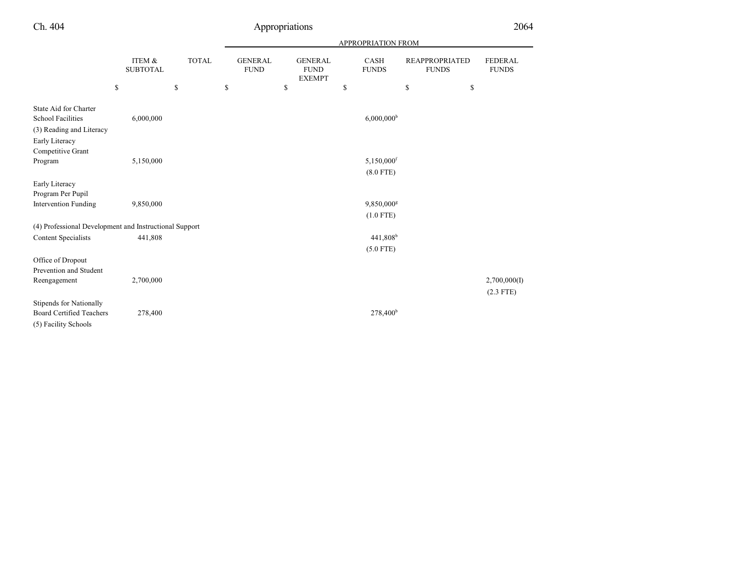| | ITEM & SUBTOTAL | TOTAL | APPROPRIATION FROM GENERAL FUND | GENERAL FUND EXEMPT | CASH FUNDS | REAPPROPRIATED FUNDS | FEDERAL FUNDS |
|---|---|---|---|---|---|---|---|
| | $ | $ | $ | $ | $ | $ | $ |
| State Aid for Charter School Facilities | 6,000,000 | | | | 6,000,000[b] | | |
| (3) Reading and Literacy | | | | | | | |
| Early Literacy Competitive Grant Program | 5,150,000 | | | | 5,150,000[f] | | |
| | | | | | (8.0 FTE) | | |
| Early Literacy Program Per Pupil Intervention Funding | 9,850,000 | | | | 9,850,000[g] | | |
| | | | | | (1.0 FTE) | | |
| (4) Professional Development and Instructional Support | | | | | | | |
| Content Specialists | 441,808 | | | | 441,808[b] | | |
| | | | | | (5.0 FTE) | | |
| Office of Dropout Prevention and Student Reengagement | 2,700,000 | | | | | | 2,700,000(I) |
| | | | | | | | (2.3 FTE) |
| Stipends for Nationally Board Certified Teachers | 278,400 | | | | 278,400[b] | | |
| (5) Facility Schools | | | | | | | |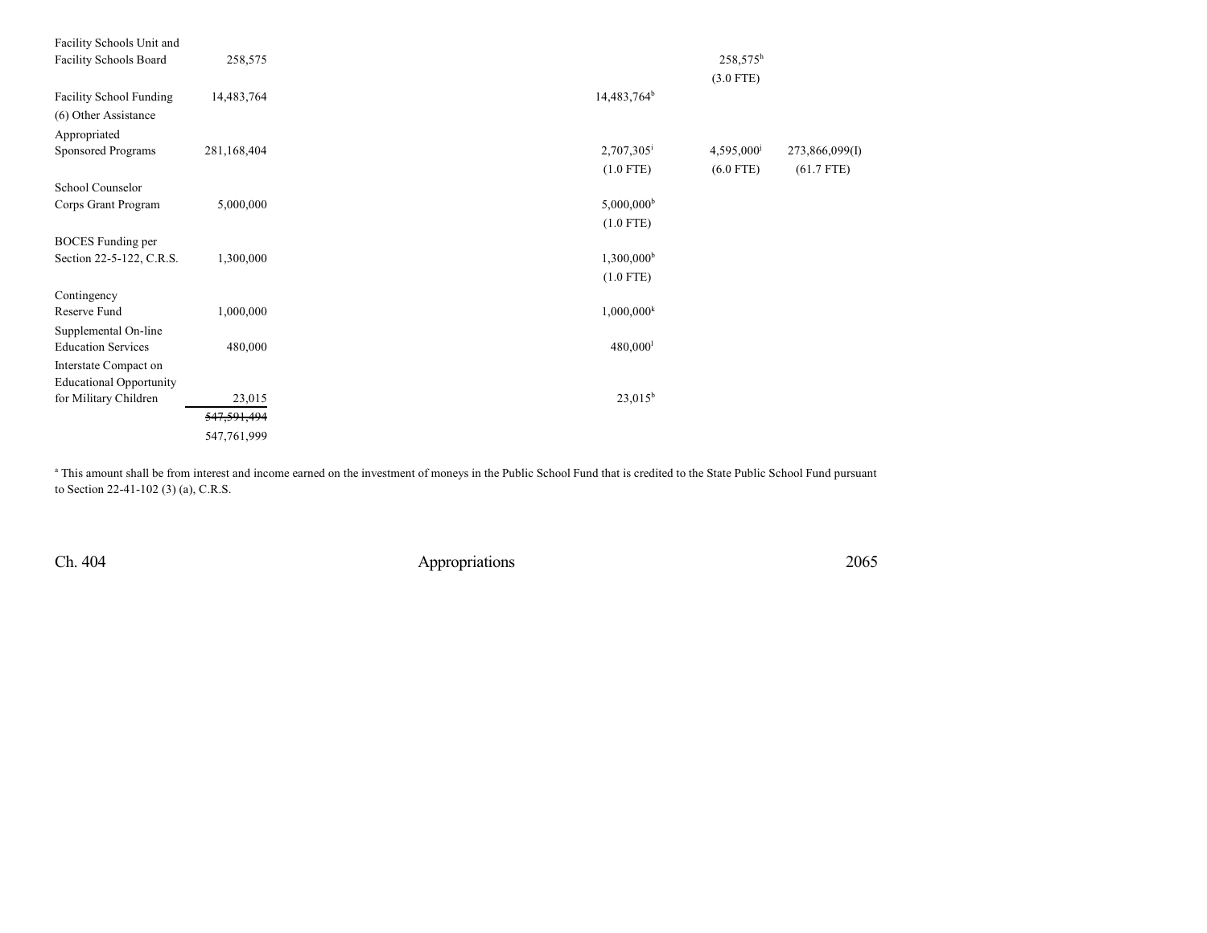| | | | | | | |
|---|---|---|---|---|---|---|
| Facility Schools Unit and Facility Schools Board | 258,575 | | | | 258,575[h] (3.0 FTE) | |
| Facility School Funding | 14,483,764 | | | 14,483,764[b] | | |
| (6) Other Assistance | | | | | | |
| Appropriated Sponsored Programs | 281,168,404 | | | 2,707,305[i] (1.0 FTE) | 4,595,000[j] (6.0 FTE) | 273,866,099(I) (61.7 FTE) |
| School Counselor Corps Grant Program | 5,000,000 | | | 5,000,000[b] (1.0 FTE) | | |
| BOCES Funding per Section 22-5-122, C.R.S. | 1,300,000 | | | 1,300,000[b] (1.0 FTE) | | |
| Contingency Reserve Fund | 1,000,000 | | | 1,000,000[k] | | |
| Supplemental On-line Education Services | 480,000 | | | 480,000[l] | | |
| Interstate Compact on Educational Opportunity for Military Children | 23,015 | | | 23,015[b] | | |
| | ~~547,591,494~~ 547,761,999 | | | | | |

[a] This amount shall be from interest and income earned on the investment of moneys in the Public School Fund that is credited to the State Public School Fund pursuant to Section 22-41-102 (3) (a), C.R.S.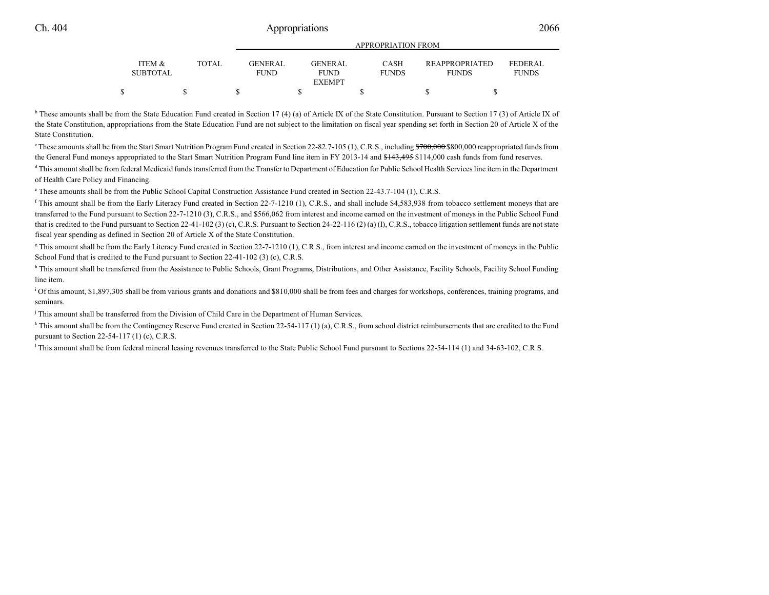| | | APPROPRIATION FROM | | | | |
|---|---|---|---|---|---|---|
| ITEM & SUBTOTAL | TOTAL | GENERAL FUND | GENERAL FUND EXEMPT | CASH FUNDS | REAPPROPRIATED FUNDS | FEDERAL FUNDS |
| $ | $ | $ | $ | $ | $ | $ |

[b] These amounts shall be from the State Education Fund created in Section 17 (4) (a) of Article IX of the State Constitution. Pursuant to Section 17 (3) of Article IX of the State Constitution, appropriations from the State Education Fund are not subject to the limitation on fiscal year spending set forth in Section 20 of Article X of the State Constitution.

[c] These amounts shall be from the Start Smart Nutrition Program Fund created in Section 22-82.7-105 (1), C.R.S., including ~~$700,000~~ $800,000 reappropriated funds from the General Fund moneys appropriated to the Start Smart Nutrition Program Fund line item in FY 2013-14 and ~~$143,495~~ $114,000 cash funds from fund reserves.

[d] This amount shall be from federal Medicaid funds transferred from the Transfer to Department of Education for Public School Health Services line item in the Department of Health Care Policy and Financing.

[e] These amounts shall be from the Public School Capital Construction Assistance Fund created in Section 22-43.7-104 (1), C.R.S.

[f] This amount shall be from the Early Literacy Fund created in Section 22-7-1210 (1), C.R.S., and shall include $4,583,938 from tobacco settlement moneys that are transferred to the Fund pursuant to Section 22-7-1210 (3), C.R.S., and $566,062 from interest and income earned on the investment of moneys in the Public School Fund that is credited to the Fund pursuant to Section 22-41-102 (3) (c), C.R.S. Pursuant to Section 24-22-116 (2) (a) (I), C.R.S., tobacco litigation settlement funds are not state fiscal year spending as defined in Section 20 of Article X of the State Constitution.

[g] This amount shall be from the Early Literacy Fund created in Section 22-7-1210 (1), C.R.S., from interest and income earned on the investment of moneys in the Public School Fund that is credited to the Fund pursuant to Section 22-41-102 (3) (c), C.R.S.

[h] This amount shall be transferred from the Assistance to Public Schools, Grant Programs, Distributions, and Other Assistance, Facility Schools, Facility School Funding line item.

[i] Of this amount, $1,897,305 shall be from various grants and donations and $810,000 shall be from fees and charges for workshops, conferences, training programs, and seminars.

[j] This amount shall be transferred from the Division of Child Care in the Department of Human Services.

[k] This amount shall be from the Contingency Reserve Fund created in Section 22-54-117 (1) (a), C.R.S., from school district reimbursements that are credited to the Fund pursuant to Section 22-54-117 (1) (c), C.R.S.

[l] This amount shall be from federal mineral leasing revenues transferred to the State Public School Fund pursuant to Sections 22-54-114 (1) and 34-63-102, C.R.S.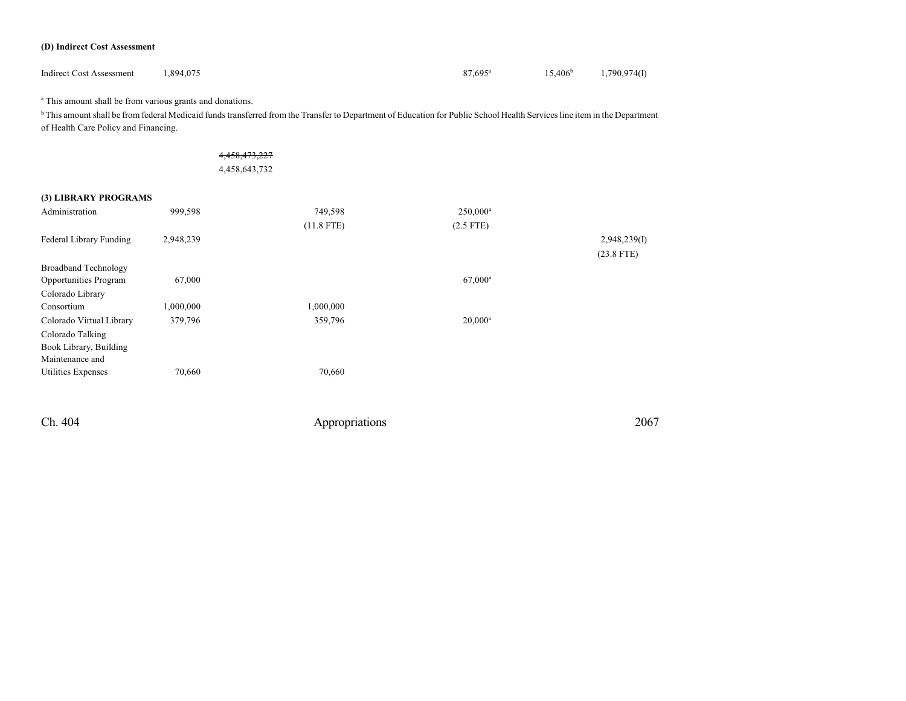### (D) Indirect Cost Assessment

| | | | | | | |
|---|---|---|---|---|---|---|
| Indirect Cost Assessment | 1,894,075 | | | 87,695[a] | 15,406[b] | 1,790,974(I) |

[a] This amount shall be from various grants and donations.

[b] This amount shall be from federal Medicaid funds transferred from the Transfer to Department of Education for Public School Health Services line item in the Department of Health Care Policy and Financing.

~~4,458,473,227~~
4,458,643,732

### (3) LIBRARY PROGRAMS

| | | | | | | |
|---|---|---|---|---|---|---|
| Administration | 999,598 | | 749,598<br>(11.8 FTE) | 250,000[a]<br>(2.5 FTE) | | |
| Federal Library Funding | 2,948,239 | | | | | 2,948,239(I)<br>(23.8 FTE) |
| Broadband Technology Opportunities Program | 67,000 | | | 67,000[a] | | |
| Colorado Library Consortium | 1,000,000 | | 1,000,000 | | | |
| Colorado Virtual Library | 379,796 | | 359,796 | 20,000[a] | | |
| Colorado Talking Book Library, Building Maintenance and Utilities Expenses | 70,660 | | 70,660 | | | |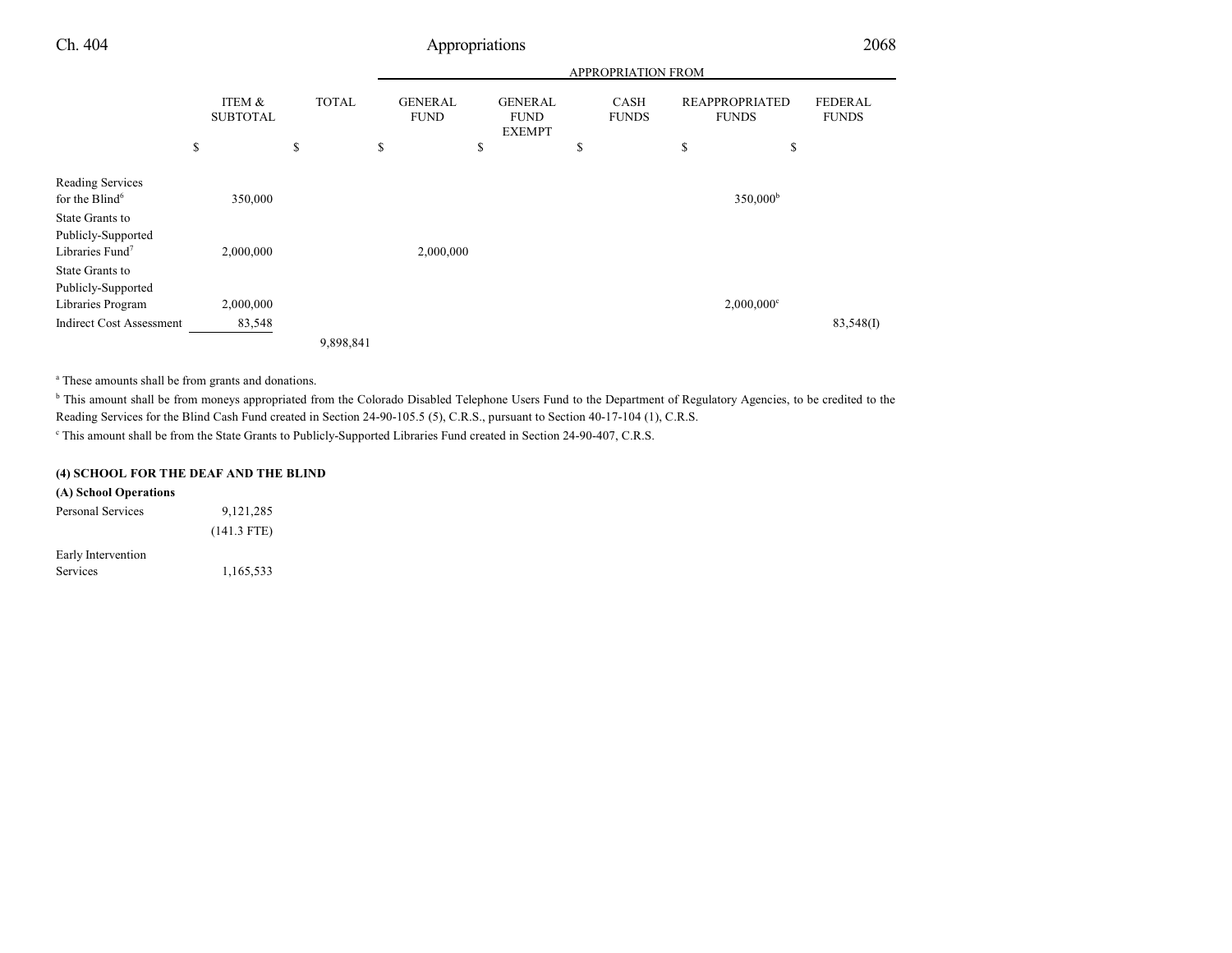| | ITEM & SUBTOTAL | TOTAL | GENERAL FUND | GENERAL FUND EXEMPT | CASH FUNDS | REAPPROPRIATED FUNDS | FEDERAL FUNDS |
|---|---|---|---|---|---|---|---|
| | | | APPROPRIATION FROM | | | | |
| | $ | $ | $ | $ | $ | $ | $ |
| Reading Services for the Blind[6] | 350,000 | | | | | 350,000[b] | |
| State Grants to Publicly-Supported Libraries Fund[7] | 2,000,000 | | 2,000,000 | | | | |
| State Grants to Publicly-Supported Libraries Program | 2,000,000 | | | | | 2,000,000[c] | |
| Indirect Cost Assessment | 83,548 | | | | | | 83,548(I) |
| | | 9,898,841 | | | | | |

[a] These amounts shall be from grants and donations.

[b] This amount shall be from moneys appropriated from the Colorado Disabled Telephone Users Fund to the Department of Regulatory Agencies, to be credited to the Reading Services for the Blind Cash Fund created in Section 24-90-105.5 (5), C.R.S., pursuant to Section 40-17-104 (1), C.R.S.

[c] This amount shall be from the State Grants to Publicly-Supported Libraries Fund created in Section 24-90-407, C.R.S.

**(4) SCHOOL FOR THE DEAF AND THE BLIND**

**(A) School Operations**

| | ITEM & SUBTOTAL | TOTAL | GENERAL FUND | GENERAL FUND EXEMPT | CASH FUNDS | REAPPROPRIATED FUNDS | FEDERAL FUNDS |
|---|---|---|---|---|---|---|---|
| Personal Services | 9,121,285 | | | | | | |
| | (141.3 FTE) | | | | | | |
| Early Intervention Services | 1,165,533 | | | | | | |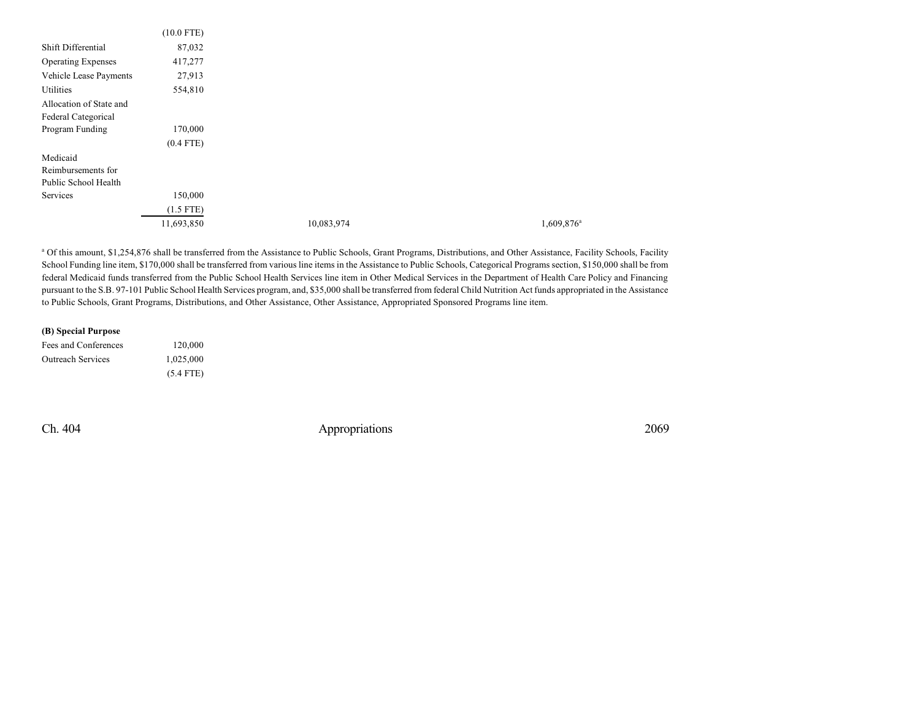| | | | |
|---|---|---|---|
| | (10.0 FTE) | | |
| Shift Differential | 87,032 | | |
| Operating Expenses | 417,277 | | |
| Vehicle Lease Payments | 27,913 | | |
| Utilities | 554,810 | | |
| Allocation of State and Federal Categorical Program Funding | 170,000 | | |
| | (0.4 FTE) | | |
| Medicaid Reimbursements for Public School Health Services | 150,000 | | |
| | (1.5 FTE) | | |
| | 11,693,850 | 10,083,974 | 1,609,876[a] |

[a] Of this amount, $1,254,876 shall be transferred from the Assistance to Public Schools, Grant Programs, Distributions, and Other Assistance, Facility Schools, Facility School Funding line item, $170,000 shall be transferred from various line items in the Assistance to Public Schools, Categorical Programs section, $150,000 shall be from federal Medicaid funds transferred from the Public School Health Services line item in Other Medical Services in the Department of Health Care Policy and Financing pursuant to the S.B. 97-101 Public School Health Services program, and, $35,000 shall be transferred from federal Child Nutrition Act funds appropriated in the Assistance to Public Schools, Grant Programs, Distributions, and Other Assistance, Other Assistance, Appropriated Sponsored Programs line item.

**(B) Special Purpose**

| | |
|---|---|
| Fees and Conferences | 120,000 |
| Outreach Services | 1,025,000 |
| | (5.4 FTE) |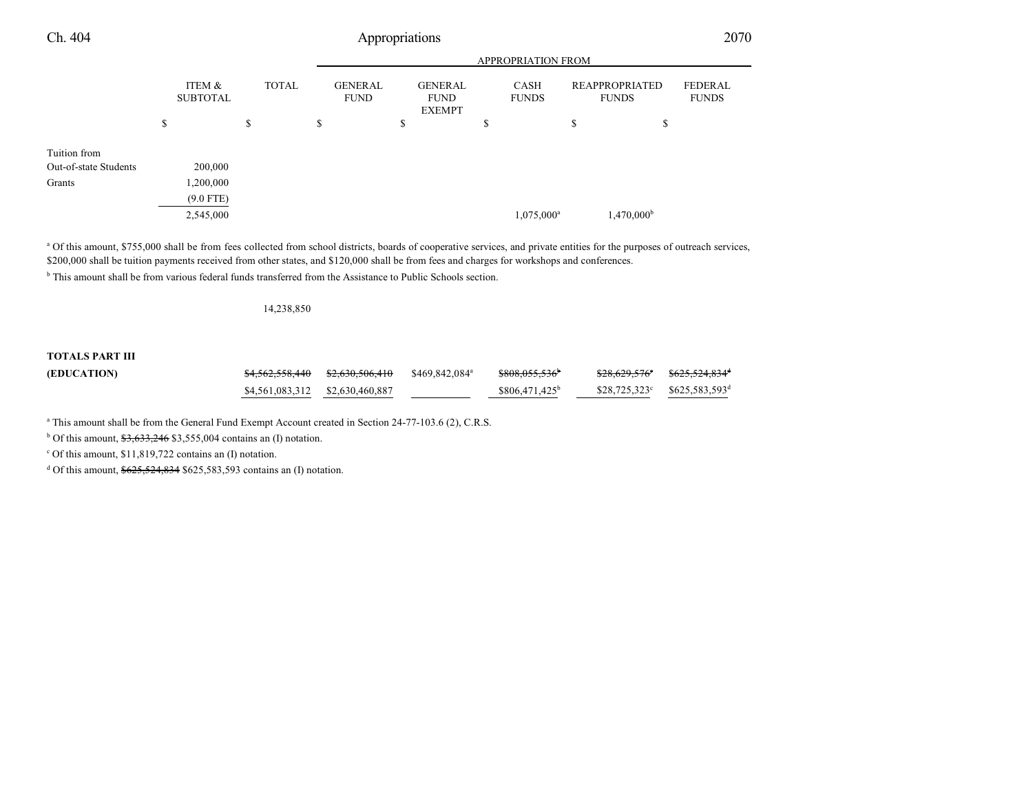| | ITEM & SUBTOTAL | TOTAL | APPROPRIATION FROM | | | | |
|---|---|---|---|---|---|---|---|
| | | | GENERAL FUND | GENERAL FUND EXEMPT | CASH FUNDS | REAPPROPRIATED FUNDS | FEDERAL FUNDS |
| | $ | $ | $ | $ | $ | $ | $ |
| Tuition from Out-of-state Students | 200,000 | | | | | | |
| Grants | 1,200,000 | | | | | | |
| | (9.0 FTE) | | | | | | |
| | 2,545,000 | | | | 1,075,000[a] | 1,470,000[b] | |

[a] Of this amount, $755,000 shall be from fees collected from school districts, boards of cooperative services, and private entities for the purposes of outreach services, $200,000 shall be tuition payments received from other states, and $120,000 shall be from fees and charges for workshops and conferences.

[b] This amount shall be from various federal funds transferred from the Assistance to Public Schools section.

| | ITEM & SUBTOTAL | TOTAL | GENERAL FUND | GENERAL FUND EXEMPT | CASH FUNDS | REAPPROPRIATED FUNDS | FEDERAL FUNDS |
|---|---|---|---|---|---|---|---|
| | | 14,238,850 | | | | | |
| **TOTALS PART III (EDUCATION)** | | ~~$4,562,558,440~~ | ~~$2,630,506,410~~ | $469,842,084[a] | ~~$808,055,536[b]~~ | ~~$28,629,576[c]~~ | ~~$625,524,834[d]~~ |
| | | $4,561,083,312 | $2,630,460,887 | | $806,471,425[b] | $28,725,323[c] | $625,583,593[d] |

[a] This amount shall be from the General Fund Exempt Account created in Section 24-77-103.6 (2), C.R.S.

[b] Of this amount, ~~$3,633,246~~ $3,555,004 contains an (I) notation.

[c] Of this amount, $11,819,722 contains an (I) notation.

[d] Of this amount, ~~$625,524,834~~ $625,583,593 contains an (I) notation.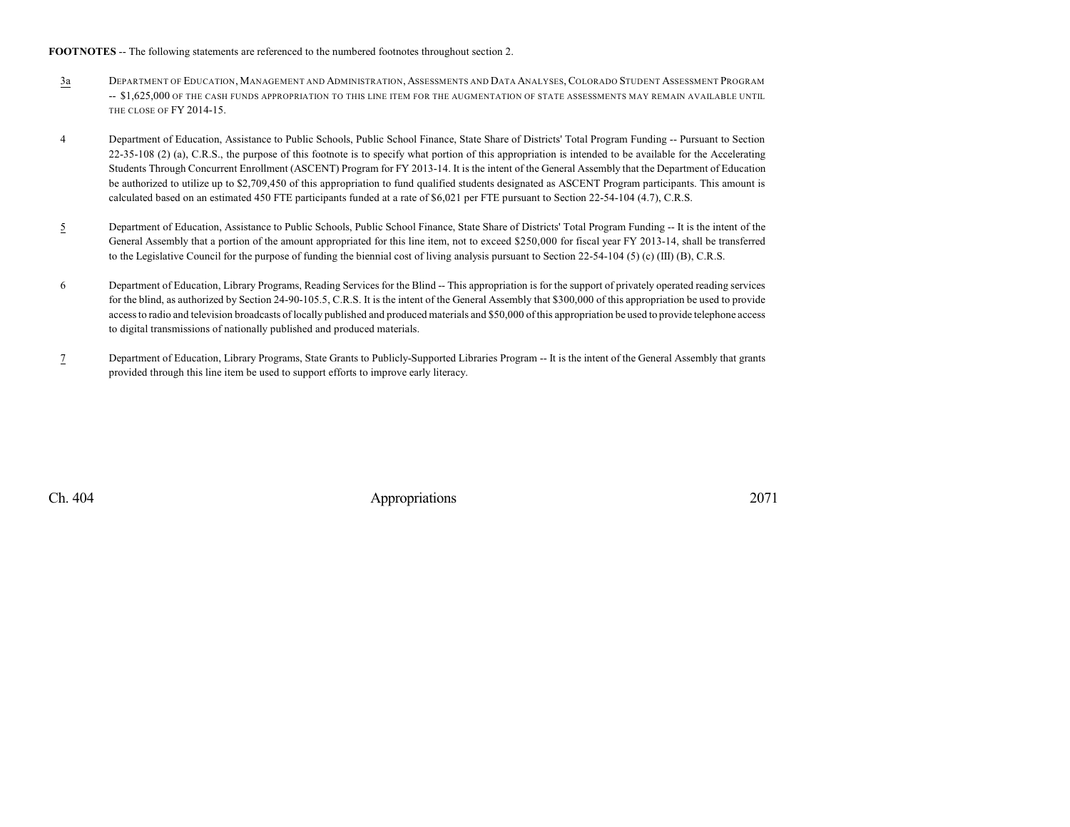**FOOTNOTES** -- The following statements are referenced to the numbered footnotes throughout section 2.

3a DEPARTMENT OF EDUCATION, MANAGEMENT AND ADMINISTRATION, ASSESSMENTS AND DATA ANALYSES, COLORADO STUDENT ASSESSMENT PROGRAM -- $1,625,000 OF THE CASH FUNDS APPROPRIATION TO THIS LINE ITEM FOR THE AUGMENTATION OF STATE ASSESSMENTS MAY REMAIN AVAILABLE UNTIL THE CLOSE OF FY 2014-15.

4 Department of Education, Assistance to Public Schools, Public School Finance, State Share of Districts' Total Program Funding -- Pursuant to Section 22-35-108 (2) (a), C.R.S., the purpose of this footnote is to specify what portion of this appropriation is intended to be available for the Accelerating Students Through Concurrent Enrollment (ASCENT) Program for FY 2013-14. It is the intent of the General Assembly that the Department of Education be authorized to utilize up to $2,709,450 of this appropriation to fund qualified students designated as ASCENT Program participants. This amount is calculated based on an estimated 450 FTE participants funded at a rate of $6,021 per FTE pursuant to Section 22-54-104 (4.7), C.R.S.

5 Department of Education, Assistance to Public Schools, Public School Finance, State Share of Districts' Total Program Funding -- It is the intent of the General Assembly that a portion of the amount appropriated for this line item, not to exceed $250,000 for fiscal year FY 2013-14, shall be transferred to the Legislative Council for the purpose of funding the biennial cost of living analysis pursuant to Section 22-54-104 (5) (c) (III) (B), C.R.S.

6 Department of Education, Library Programs, Reading Services for the Blind -- This appropriation is for the support of privately operated reading services for the blind, as authorized by Section 24-90-105.5, C.R.S. It is the intent of the General Assembly that $300,000 of this appropriation be used to provide access to radio and television broadcasts of locally published and produced materials and $50,000 of this appropriation be used to provide telephone access to digital transmissions of nationally published and produced materials.

7 Department of Education, Library Programs, State Grants to Publicly-Supported Libraries Program -- It is the intent of the General Assembly that grants provided through this line item be used to support efforts to improve early literacy.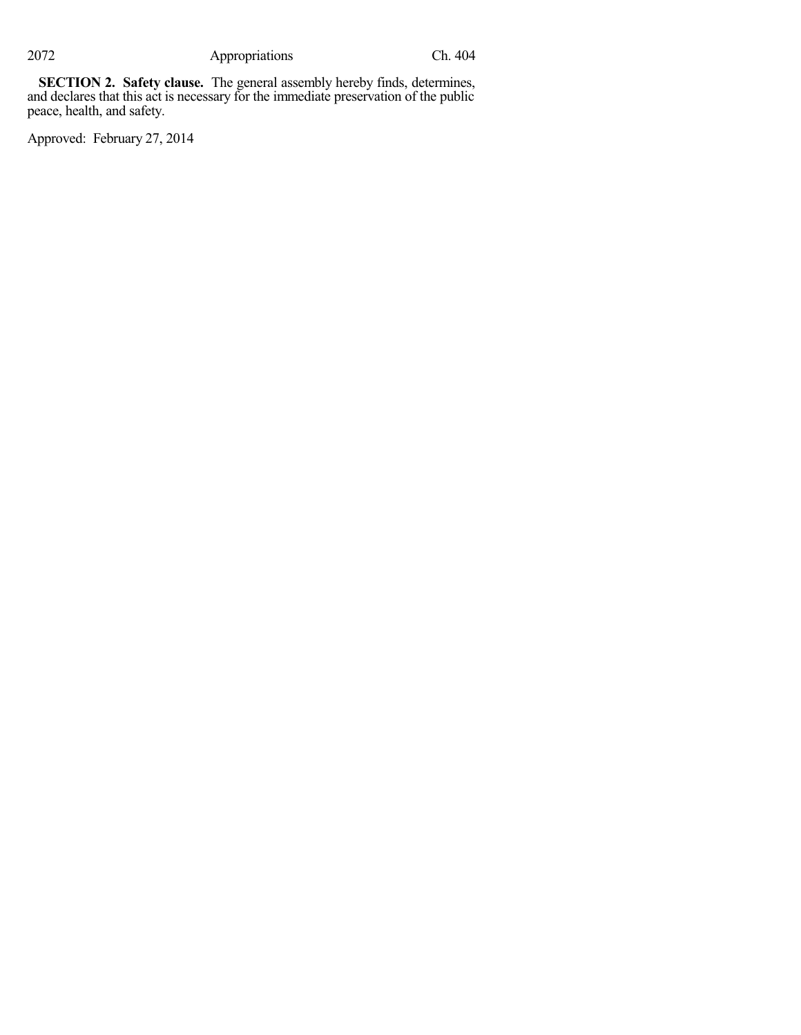**SECTION 2. Safety clause.** The general assembly hereby finds, determines, and declares that this act is necessary for the immediate preservation of the public peace, health, and safety.

Approved: February 27, 2014